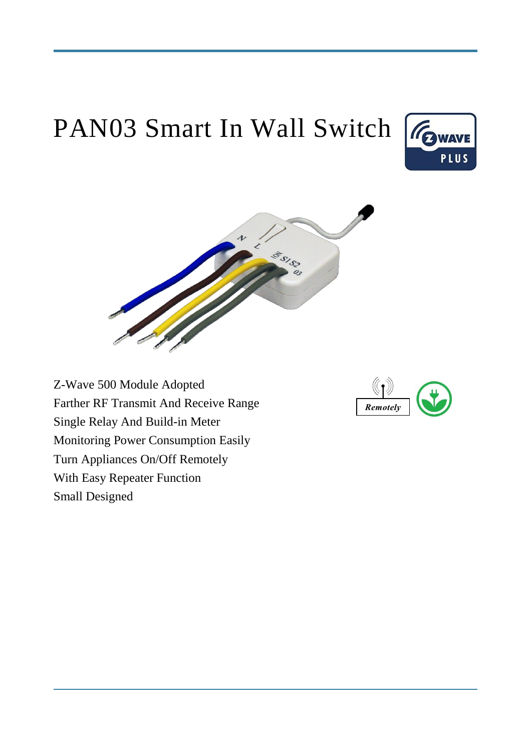# PAN03 Smart In Wall Switch

Z-Wave 500 Module Adopted
Farther RF Transmit And Receive Range
Single Relay And Build-in Meter
Monitoring Power Consumption Easily
Turn Appliances On/Off Remotely
With Easy Repeater Function
Small Designed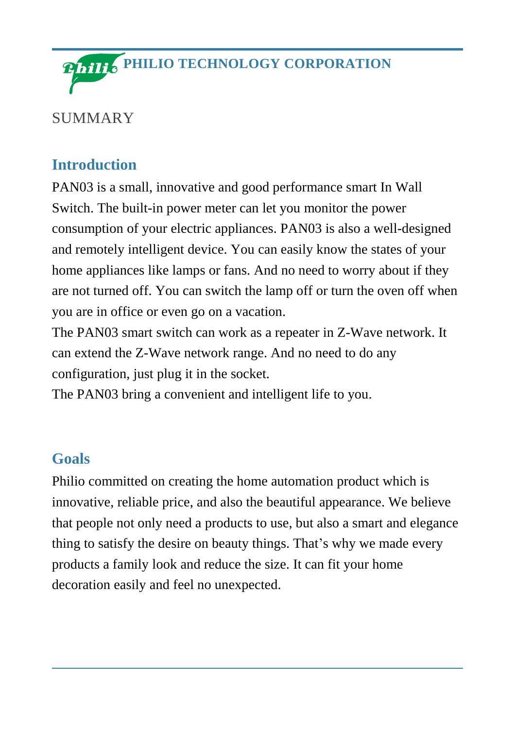# SUMMARY

## Introduction

PAN03 is a small, innovative and good performance smart In Wall Switch. The built-in power meter can let you monitor the power consumption of your electric appliances. PAN03 is also a well-designed and remotely intelligent device. You can easily know the states of your home appliances like lamps or fans. And no need to worry about if they are not turned off. You can switch the lamp off or turn the oven off when you are in office or even go on a vacation.

The PAN03 smart switch can work as a repeater in Z-Wave network. It can extend the Z-Wave network range. And no need to do any configuration, just plug it in the socket.

The PAN03 bring a convenient and intelligent life to you.

## Goals

Philio committed on creating the home automation product which is innovative, reliable price, and also the beautiful appearance. We believe that people not only need a products to use, but also a smart and elegance thing to satisfy the desire on beauty things. That's why we made every products a family look and reduce the size. It can fit your home decoration easily and feel no unexpected.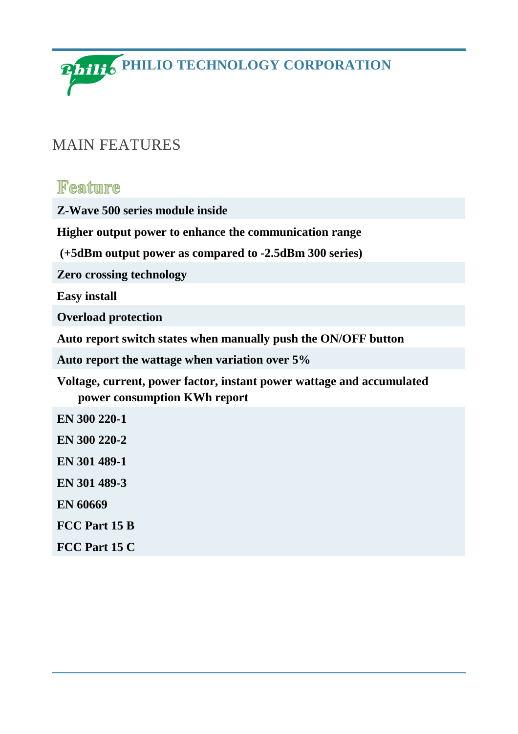## MAIN FEATURES

| Feature |
| --- |
| **Z-Wave 500 series module inside** |
| **Higher output power to enhance the communication range** **(+5dBm output power as compared to -2.5dBm 300 series)** |
| **Zero crossing technology** |
| **Easy install** |
| **Overload protection** |
| **Auto report switch states when manually push the ON/OFF button** |
| **Auto report the wattage when variation over 5%** |
| **Voltage, current, power factor, instant power wattage and accumulated power consumption KWh report** |
| **EN 300 220-1** **EN 300 220-2** **EN 301 489-1** **EN 301 489-3** **EN 60669** **FCC Part 15 B** **FCC Part 15 C** |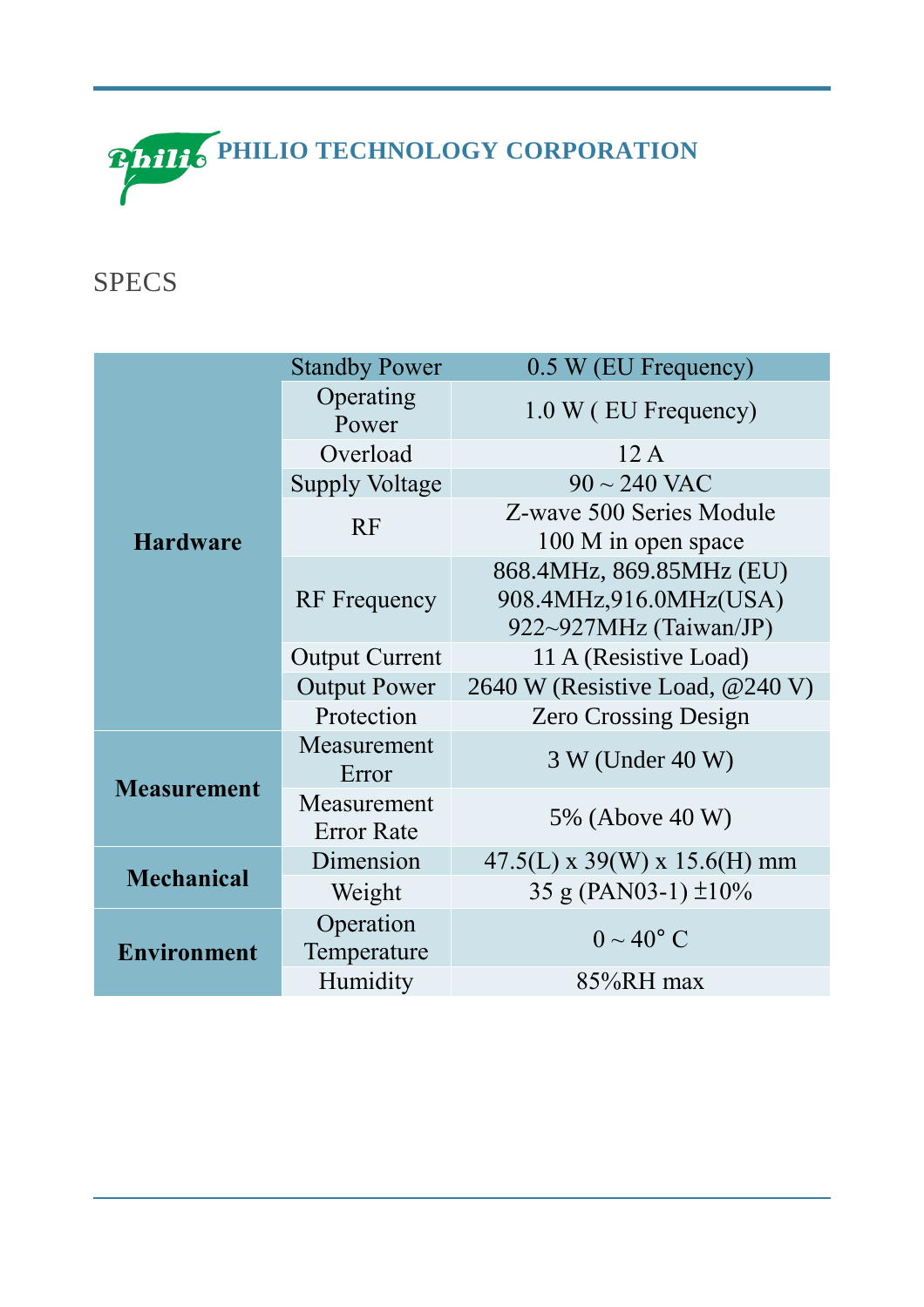PHILIO TECHNOLOGY CORPORATION

## SPECS

| | | |
|---|---|---|
| **Hardware** | Standby Power | 0.5 W (EU Frequency) |
| | Operating Power | 1.0 W ( EU Frequency) |
| | Overload | 12 A |
| | Supply Voltage | 90 ~ 240 VAC |
| | RF | Z-wave 500 Series Module<br>100 M in open space |
| | RF Frequency | 868.4MHz, 869.85MHz (EU)<br>908.4MHz,916.0MHz(USA)<br>922~927MHz (Taiwan/JP) |
| | Output Current | 11 A (Resistive Load) |
| | Output Power | 2640 W (Resistive Load, @240 V) |
| | Protection | Zero Crossing Design |
| **Measurement** | Measurement Error | 3 W (Under 40 W) |
| | Measurement Error Rate | 5% (Above 40 W) |
| **Mechanical** | Dimension | 47.5(L) x 39(W) x 15.6(H) mm |
| | Weight | 35 g (PAN03-1) ±10% |
| **Environment** | Operation Temperature | 0 ~ 40° C |
| | Humidity | 85%RH max |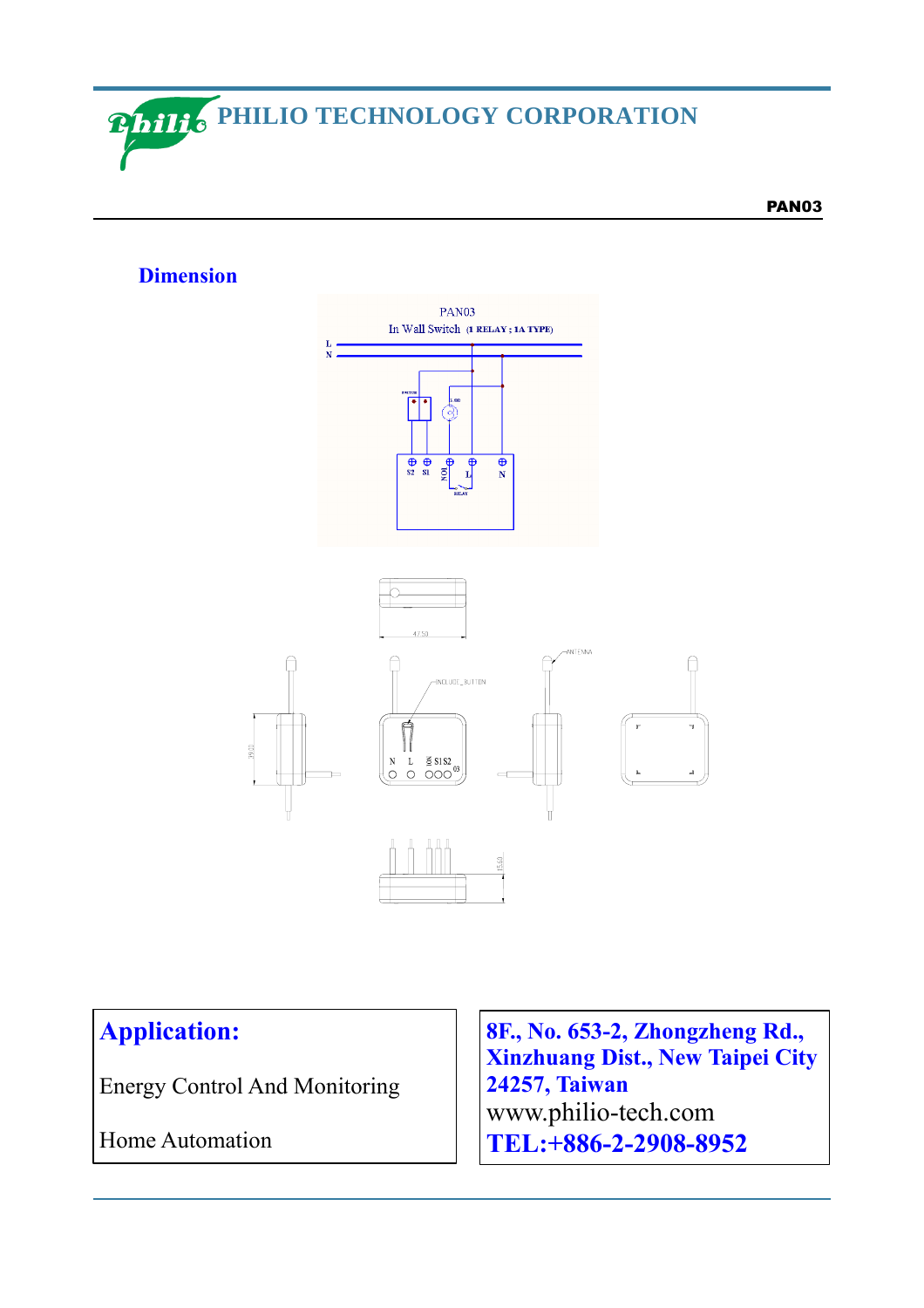## Dimension

PAN03

In Wall Switch (1 RELAY ; 1A TYPE)

L

N

SWITCH

LOAD

S2 S1 IO1 L N

RELAY

47.50

39.00

ANTENNA

INCLUDE_BUTTON

N L IO1 S1 S2

15.60

**Application:**

Energy Control And Monitoring

Home Automation

**8F., No. 653-2, Zhongzheng Rd., Xinzhuang Dist., New Taipei City 24257, Taiwan**

www.philio-tech.com

**TEL:+886-2-2908-8952**